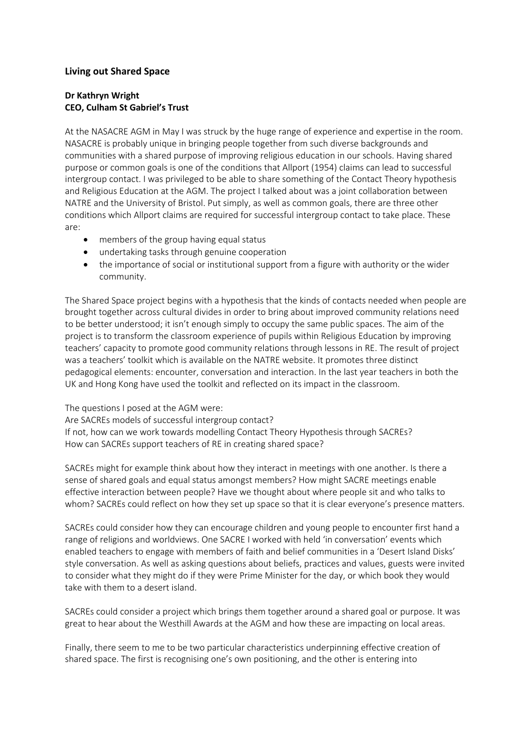## Living out Shared Space

**Dr Kathryn Wright**
**CEO, Culham St Gabriel's Trust**

At the NASACRE AGM in May I was struck by the huge range of experience and expertise in the room. NASACRE is probably unique in bringing people together from such diverse backgrounds and communities with a shared purpose of improving religious education in our schools. Having shared purpose or common goals is one of the conditions that Allport (1954) claims can lead to successful intergroup contact. I was privileged to be able to share something of the Contact Theory hypothesis and Religious Education at the AGM. The project I talked about was a joint collaboration between NATRE and the University of Bristol. Put simply, as well as common goals, there are three other conditions which Allport claims are required for successful intergroup contact to take place. These are:

- members of the group having equal status
- undertaking tasks through genuine cooperation
- the importance of social or institutional support from a figure with authority or the wider community.

The Shared Space project begins with a hypothesis that the kinds of contacts needed when people are brought together across cultural divides in order to bring about improved community relations need to be better understood; it isn't enough simply to occupy the same public spaces. The aim of the project is to transform the classroom experience of pupils within Religious Education by improving teachers' capacity to promote good community relations through lessons in RE. The result of project was a teachers' toolkit which is available on the NATRE website. It promotes three distinct pedagogical elements: encounter, conversation and interaction. In the last year teachers in both the UK and Hong Kong have used the toolkit and reflected on its impact in the classroom.

The questions I posed at the AGM were:
Are SACREs models of successful intergroup contact?
If not, how can we work towards modelling Contact Theory Hypothesis through SACREs?
How can SACREs support teachers of RE in creating shared space?

SACREs might for example think about how they interact in meetings with one another. Is there a sense of shared goals and equal status amongst members? How might SACRE meetings enable effective interaction between people? Have we thought about where people sit and who talks to whom? SACREs could reflect on how they set up space so that it is clear everyone's presence matters.

SACREs could consider how they can encourage children and young people to encounter first hand a range of religions and worldviews. One SACRE I worked with held 'in conversation' events which enabled teachers to engage with members of faith and belief communities in a 'Desert Island Disks' style conversation. As well as asking questions about beliefs, practices and values, guests were invited to consider what they might do if they were Prime Minister for the day, or which book they would take with them to a desert island.

SACREs could consider a project which brings them together around a shared goal or purpose. It was great to hear about the Westhill Awards at the AGM and how these are impacting on local areas.

Finally, there seem to me to be two particular characteristics underpinning effective creation of shared space. The first is recognising one's own positioning, and the other is entering into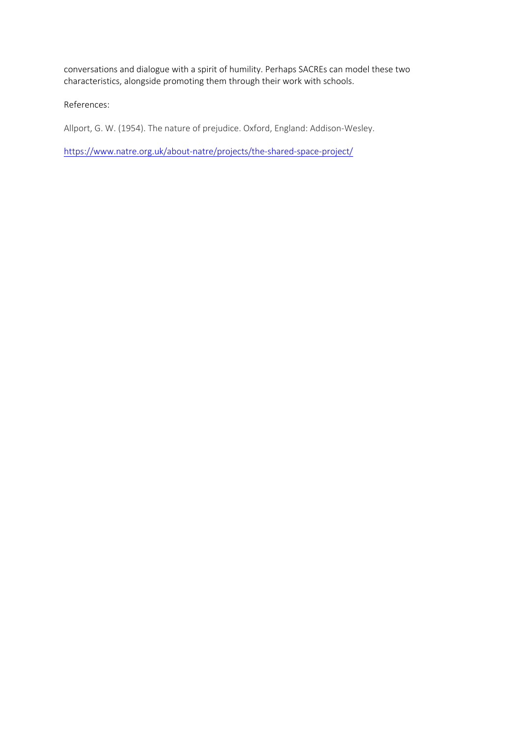conversations and dialogue with a spirit of humility. Perhaps SACREs can model these two characteristics, alongside promoting them through their work with schools.

References:

Allport, G. W. (1954). The nature of prejudice. Oxford, England: Addison-Wesley.

https://www.natre.org.uk/about-natre/projects/the-shared-space-project/